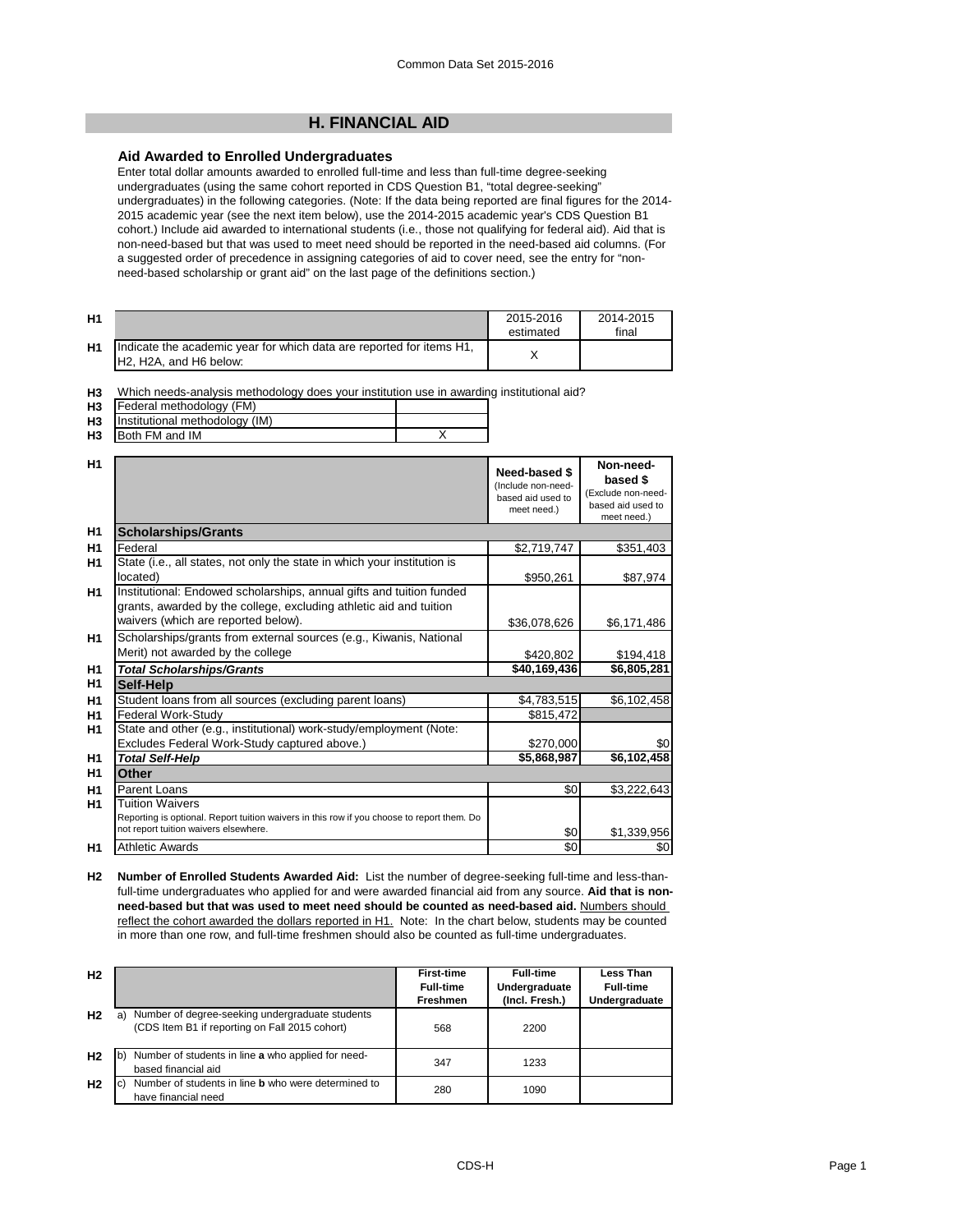## H. FINANCIAL AID

### Aid Awarded to Enrolled Undergraduates

Enter total dollar amounts awarded to enrolled full-time and less than full-time degree-seeking undergraduates (using the same cohort reported in CDS Question B1, "total degree-seeking" undergraduates) in the following categories. (Note: If the data being reported are final figures for the 2014-2015 academic year (see the next item below), use the 2014-2015 academic year's CDS Question B1 cohort.) Include aid awarded to international students (i.e., those not qualifying for federal aid). Aid that is non-need-based but that was used to meet need should be reported in the need-based aid columns. (For a suggested order of precedence in assigning categories of aid to cover need, see the entry for "non-need-based scholarship or grant aid" on the last page of the definitions section.)

| | | 2015-2016 estimated | 2014-2015 final |
|---|---|---|---|
| H1 | Indicate the academic year for which data are reported for items H1, H2, H2A, and H6 below: | X | |

**H3** Which needs-analysis methodology does your institution use in awarding institutional aid?

| | | |
|---|---|---|
| H3 | Federal methodology (FM) | |
| H3 | Institutional methodology (IM) | |
| H3 | Both FM and IM | X |

| | | Need-based $ (Include non-need-based aid used to meet need.) | Non-need-based $ (Exclude non-need-based aid used to meet need.) |
|---|---|---|---|
| H1 | **Scholarships/Grants** | | |
| H1 | Federal | $2,719,747 | $351,403 |
| H1 | State (i.e., all states, not only the state in which your institution is located) | $950,261 | $87,974 |
| H1 | Institutional: Endowed scholarships, annual gifts and tuition funded grants, awarded by the college, excluding athletic aid and tuition waivers (which are reported below). | $36,078,626 | $6,171,486 |
| H1 | Scholarships/grants from external sources (e.g., Kiwanis, National Merit) not awarded by the college | $420,802 | $194,418 |
| H1 | ***Total Scholarships/Grants*** | **$40,169,436** | **$6,805,281** |
| H1 | **Self-Help** | | |
| H1 | Student loans from all sources (excluding parent loans) | $4,783,515 | $6,102,458 |
| H1 | Federal Work-Study | $815,472 | |
| H1 | State and other (e.g., institutional) work-study/employment (Note: Excludes Federal Work-Study captured above.) | $270,000 | $0 |
| H1 | ***Total Self-Help*** | **$5,868,987** | **$6,102,458** |
| H1 | **Other** | | |
| H1 | Parent Loans | $0 | $3,222,643 |
| H1 | Tuition Waivers<br>Reporting is optional. Report tuition waivers in this row if you choose to report them. Do not report tuition waivers elsewhere. | $0 | $1,339,956 |
| H1 | Athletic Awards | $0 | $0 |

**H2 Number of Enrolled Students Awarded Aid:** List the number of degree-seeking full-time and less-than-full-time undergraduates who applied for and were awarded financial aid from any source. **Aid that is non-need-based but that was used to meet need should be counted as need-based aid.** Numbers should reflect the cohort awarded the dollars reported in H1. Note: In the chart below, students may be counted in more than one row, and full-time freshmen should also be counted as full-time undergraduates.

| | | First-time Full-time Freshmen | Full-time Undergraduate (Incl. Fresh.) | Less Than Full-time Undergraduate |
|---|---|---|---|---|
| H2 | a) Number of degree-seeking undergraduate students (CDS Item B1 if reporting on Fall 2015 cohort) | 568 | 2200 | |
| H2 | b) Number of students in line **a** who applied for need-based financial aid | 347 | 1233 | |
| H2 | c) Number of students in line **b** who were determined to have financial need | 280 | 1090 | |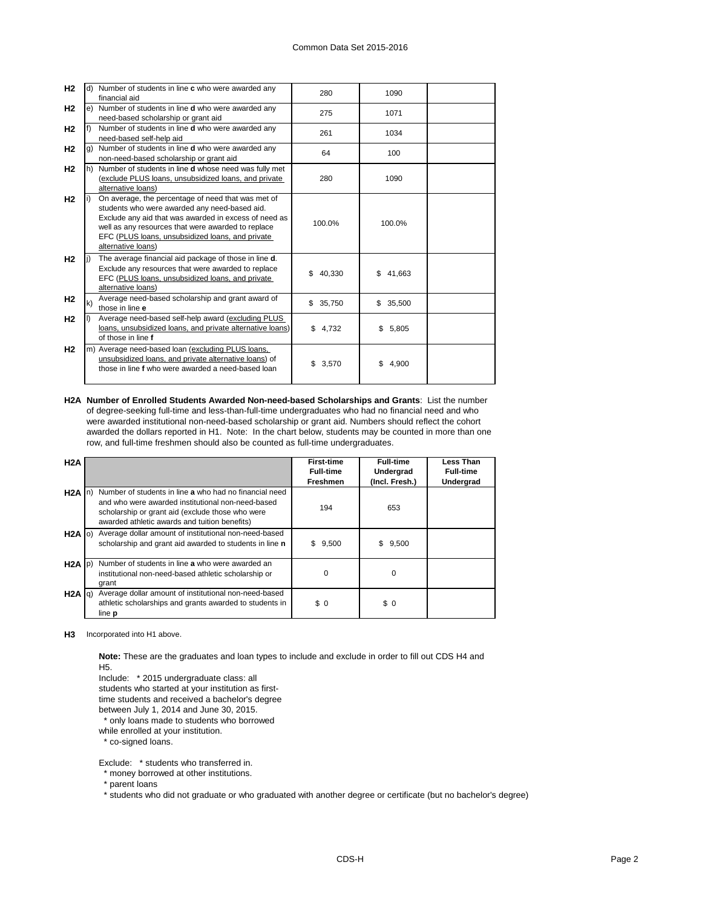| | | | | | |
|---|---|---|---|---|---|
| H2 | d) | Number of students in line **c** who were awarded any financial aid | 280 | 1090 | |
| H2 | e) | Number of students in line **d** who were awarded any need-based scholarship or grant aid | 275 | 1071 | |
| H2 | f) | Number of students in line **d** who were awarded any need-based self-help aid | 261 | 1034 | |
| H2 | g) | Number of students in line **d** who were awarded any non-need-based scholarship or grant aid | 64 | 100 | |
| H2 | h) | Number of students in line **d** whose need was fully met (exclude PLUS loans, unsubsidized loans, and private alternative loans) | 280 | 1090 | |
| H2 | i) | On average, the percentage of need that was met of students who were awarded any need-based aid. Exclude any aid that was awarded in excess of need as well as any resources that were awarded to replace EFC (PLUS loans, unsubsidized loans, and private alternative loans) | 100.0% | 100.0% | |
| H2 | j) | The average financial aid package of those in line **d**. Exclude any resources that were awarded to replace EFC (PLUS loans, unsubsidized loans, and private alternative loans) | $ 40,330 | $ 41,663 | |
| H2 | k) | Average need-based scholarship and grant award of those in line **e** | $ 35,750 | $ 35,500 | |
| H2 | l) | Average need-based self-help award (excluding PLUS loans, unsubsidized loans, and private alternative loans) of those in line **f** | $ 4,732 | $ 5,805 | |
| H2 | m) | Average need-based loan (excluding PLUS loans, unsubsidized loans, and private alternative loans) of those in line **f** who were awarded a need-based loan | $ 3,570 | $ 4,900 | |

**H2A Number of Enrolled Students Awarded Non-need-based Scholarships and Grants**: List the number of degree-seeking full-time and less-than-full-time undergraduates who had no financial need and who were awarded institutional non-need-based scholarship or grant aid. Numbers should reflect the cohort awarded the dollars reported in H1. Note: In the chart below, students may be counted in more than one row, and full-time freshmen should also be counted as full-time undergraduates.

| H2A | | | **First-time Full-time Freshmen** | **Full-time Undergrad (Incl. Fresh.)** | **Less Than Full-time Undergrad** |
|---|---|---|---|---|---|
| H2A | n) | Number of students in line **a** who had no financial need and who were awarded institutional non-need-based scholarship or grant aid (exclude those who were awarded athletic awards and tuition benefits) | 194 | 653 | |
| H2A | o) | Average dollar amount of institutional non-need-based scholarship and grant aid awarded to students in line **n** | $ 9,500 | $ 9,500 | |
| H2A | p) | Number of students in line **a** who were awarded an institutional non-need-based athletic scholarship or grant | 0 | 0 | |
| H2A | q) | Average dollar amount of institutional non-need-based athletic scholarships and grants awarded to students in line **p** | $ 0 | $ 0 | |

**H3** Incorporated into H1 above.

**Note:** These are the graduates and loan types to include and exclude in order to fill out CDS H4 and H5.

Include: * 2015 undergraduate class: all students who started at your institution as first-time students and received a bachelor's degree between July 1, 2014 and June 30, 2015.
* only loans made to students who borrowed while enrolled at your institution.
* co-signed loans.

Exclude: * students who transferred in.
* money borrowed at other institutions.
* parent loans
* students who did not graduate or who graduated with another degree or certificate (but no bachelor's degree)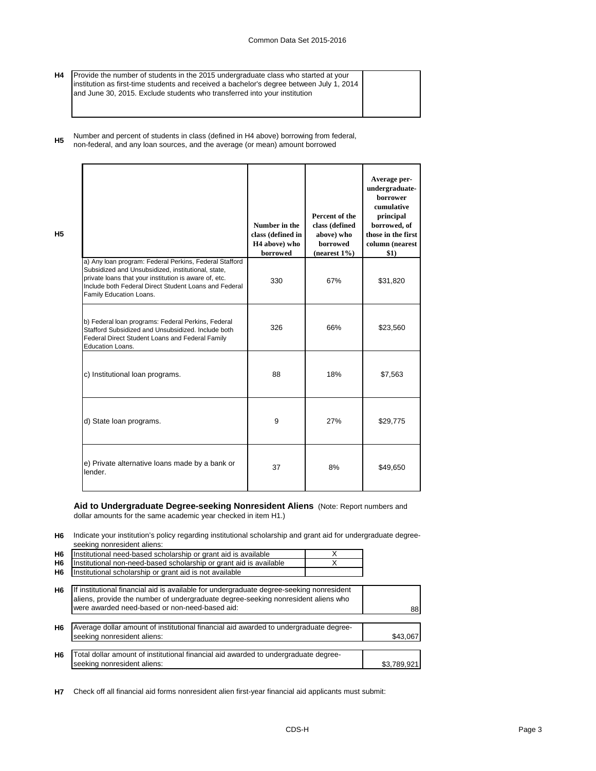**H4** Provide the number of students in the 2015 undergraduate class who started at your institution as first-time students and received a bachelor's degree between July 1, 2014 and June 30, 2015. Exclude students who transferred into your institution

| | |
|---|---|
| Provide the number of students in the 2015 undergraduate class who started at your institution as first-time students and received a bachelor's degree between July 1, 2014 and June 30, 2015. Exclude students who transferred into your institution | |

**H5** Number and percent of students in class (defined in H4 above) borrowing from federal, non-federal, and any loan sources, and the average (or mean) amount borrowed

| | Number in the class (defined in H4 above) who borrowed | Percent of the class (defined above) who borrowed (nearest 1%) | Average per-undergraduate-borrower cumulative principal borrowed, of those in the first column (nearest $1) |
|---|---|---|---|
| a) Any loan program: Federal Perkins, Federal Stafford Subsidized and Unsubsidized, institutional, state, private loans that your institution is aware of, etc. Include both Federal Direct Student Loans and Federal Family Education Loans. | 330 | 67% | $31,820 |
| b) Federal loan programs: Federal Perkins, Federal Stafford Subsidized and Unsubsidized. Include both Federal Direct Student Loans and Federal Family Education Loans. | 326 | 66% | $23,560 |
| c) Institutional loan programs. | 88 | 18% | $7,563 |
| d) State loan programs. | 9 | 27% | $29,775 |
| e) Private alternative loans made by a bank or lender. | 37 | 8% | $49,650 |

## Aid to Undergraduate Degree-seeking Nonresident Aliens

(Note: Report numbers and dollar amounts for the same academic year checked in item H1.)

**H6** Indicate your institution's policy regarding institutional scholarship and grant aid for undergraduate degree-seeking nonresident aliens:

| | | |
|---|---|---|
| H6 | Institutional need-based scholarship or grant aid is available | X |
| H6 | Institutional non-need-based scholarship or grant aid is available | X |
| H6 | Institutional scholarship or grant aid is not available | |

| | | |
|---|---|---|
| H6 | If institutional financial aid is available for undergraduate degree-seeking nonresident aliens, provide the number of undergraduate degree-seeking nonresident aliens who were awarded need-based or non-need-based aid: | 88 |
| H6 | Average dollar amount of institutional financial aid awarded to undergraduate degree-seeking nonresident aliens: | $43,067 |
| H6 | Total dollar amount of institutional financial aid awarded to undergraduate degree-seeking nonresident aliens: | $3,789,921 |

**H7** Check off all financial aid forms nonresident alien first-year financial aid applicants must submit: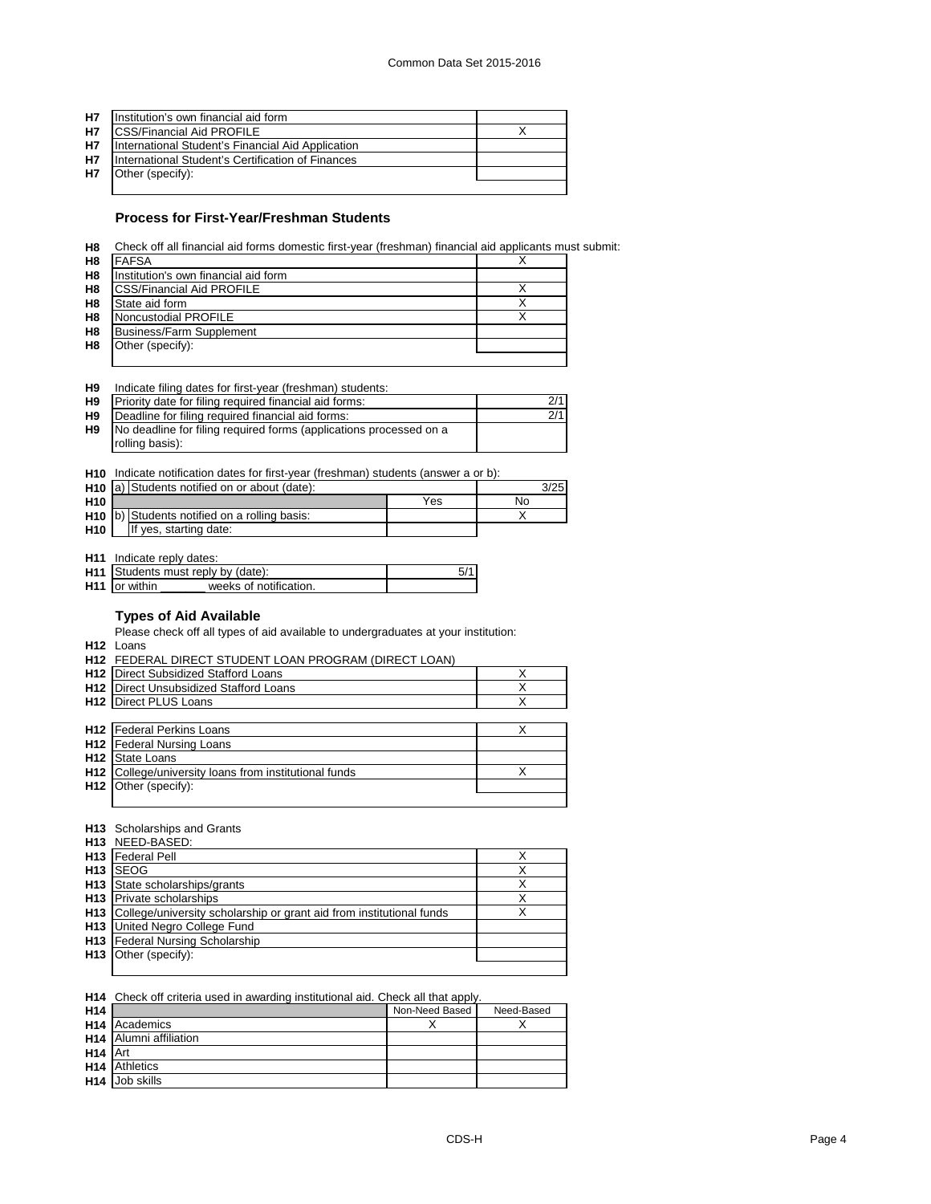| | | |
|---|---|---|
| H7 | Institution's own financial aid form | |
| H7 | CSS/Financial Aid PROFILE | X |
| H7 | International Student's Financial Aid Application | |
| H7 | International Student's Certification of Finances | |
| H7 | Other (specify): | |

### Process for First-Year/Freshman Students

**H8** Check off all financial aid forms domestic first-year (freshman) financial aid applicants must submit:

| | | |
|---|---|---|
| H8 | FAFSA | X |
| H8 | Institution's own financial aid form | |
| H8 | CSS/Financial Aid PROFILE | X |
| H8 | State aid form | X |
| H8 | Noncustodial PROFILE | X |
| H8 | Business/Farm Supplement | |
| H8 | Other (specify): | |

**H9** Indicate filing dates for first-year (freshman) students:

| | | |
|---|---|---|
| H9 | Priority date for filing required financial aid forms: | 2/1 |
| H9 | Deadline for filing required financial aid forms: | 2/1 |
| H9 | No deadline for filing required forms (applications processed on a rolling basis): | |

**H10** Indicate notification dates for first-year (freshman) students (answer a or b):

| | | | |
|---|---|---|---|
| H10 | a) Students notified on or about (date): | | 3/25 |
| H10 | | Yes | No |
| H10 | b) Students notified on a rolling basis: | | X |
| H10 | If yes, starting date: | | |

**H11** Indicate reply dates:

| | | |
|---|---|---|
| H11 | Students must reply by (date): | 5/1 |
| H11 | or within _______ weeks of notification. | |

### Types of Aid Available

Please check off all types of aid available to undergraduates at your institution:

**H12** Loans

**H12** FEDERAL DIRECT STUDENT LOAN PROGRAM (DIRECT LOAN)

| | | |
|---|---|---|
| H12 | Direct Subsidized Stafford Loans | X |
| H12 | Direct Unsubsidized Stafford Loans | X |
| H12 | Direct PLUS Loans | X |

| | | |
|---|---|---|
| H12 | Federal Perkins Loans | X |
| H12 | Federal Nursing Loans | |
| H12 | State Loans | |
| H12 | College/university loans from institutional funds | X |
| H12 | Other (specify): | |

**H13** Scholarships and Grants

**H13** NEED-BASED:

| | | |
|---|---|---|
| H13 | Federal Pell | X |
| H13 | SEOG | X |
| H13 | State scholarships/grants | X |
| H13 | Private scholarships | X |
| H13 | College/university scholarship or grant aid from institutional funds | X |
| H13 | United Negro College Fund | |
| H13 | Federal Nursing Scholarship | |
| H13 | Other (specify): | |

**H14** Check off criteria used in awarding institutional aid. Check all that apply.

| H14 | | Non-Need Based | Need-Based |
|---|---|---|---|
| H14 | Academics | X | X |
| H14 | Alumni affiliation | | |
| H14 | Art | | |
| H14 | Athletics | | |
| H14 | Job skills | | |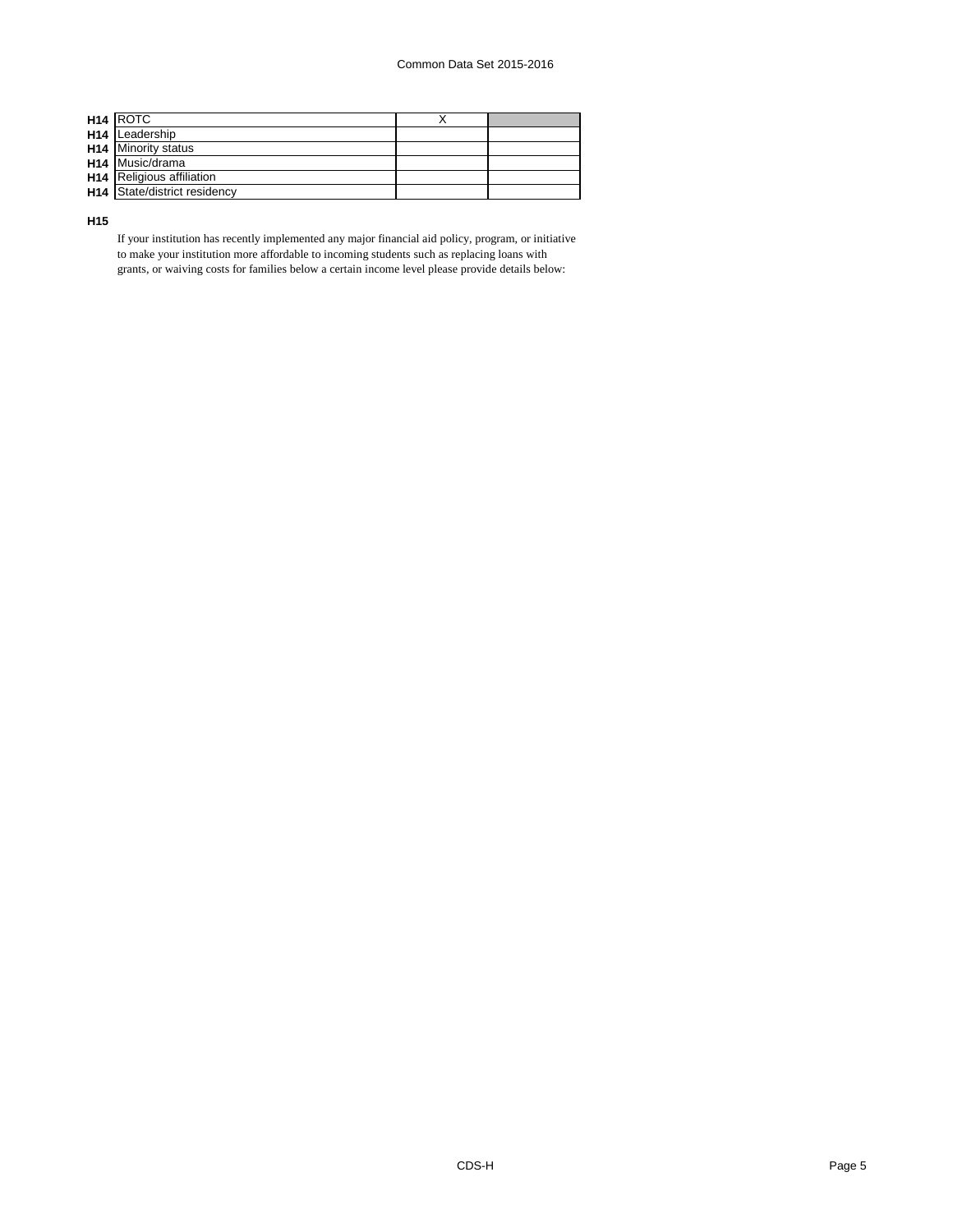| | | | |
|---|---|---|---|
| H14 | ROTC | X | |
| H14 | Leadership | | |
| H14 | Minority status | | |
| H14 | Music/drama | | |
| H14 | Religious affiliation | | |
| H14 | State/district residency | | |

**H15**

If your institution has recently implemented any major financial aid policy, program, or initiative to make your institution more affordable to incoming students such as replacing loans with grants, or waiving costs for families below a certain income level please provide details below: